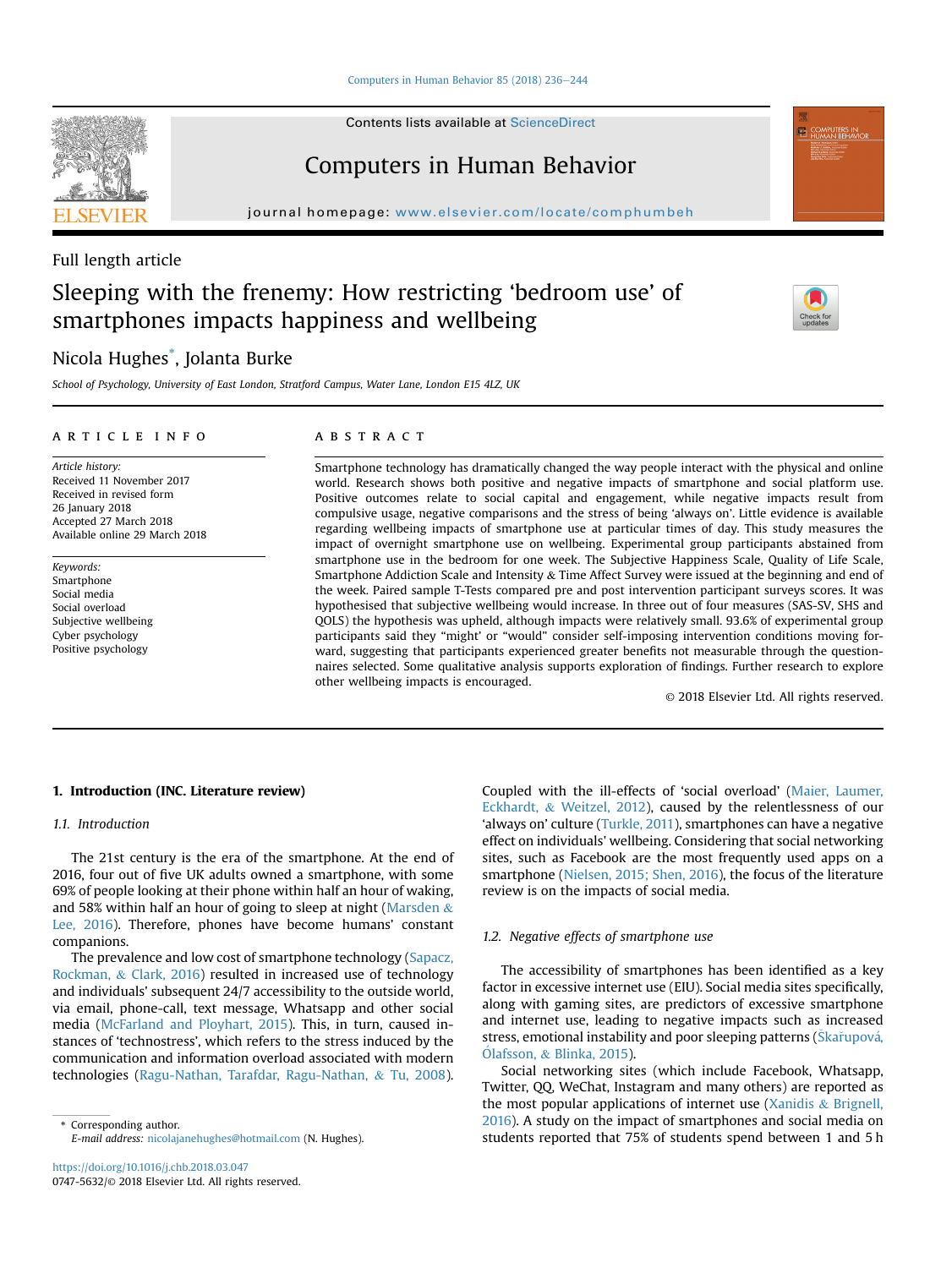Full length article

# Sleeping with the frenemy: How restricting 'bedroom use' of smartphones impacts happiness and wellbeing

Nicola Hughes*, Jolanta Burke

School of Psychology, University of East London, Stratford Campus, Water Lane, London E15 4LZ, UK

## ARTICLE INFO

*Article history:*
Received 11 November 2017
Received in revised form
26 January 2018
Accepted 27 March 2018
Available online 29 March 2018

*Keywords:*
Smartphone
Social media
Social overload
Subjective wellbeing
Cyber psychology
Positive psychology

## ABSTRACT

Smartphone technology has dramatically changed the way people interact with the physical and online world. Research shows both positive and negative impacts of smartphone and social platform use. Positive outcomes relate to social capital and engagement, while negative impacts result from compulsive usage, negative comparisons and the stress of being 'always on'. Little evidence is available regarding wellbeing impacts of smartphone use at particular times of day. This study measures the impact of overnight smartphone use on wellbeing. Experimental group participants abstained from smartphone use in the bedroom for one week. The Subjective Happiness Scale, Quality of Life Scale, Smartphone Addiction Scale and Intensity & Time Affect Survey were issued at the beginning and end of the week. Paired sample T-Tests compared pre and post intervention participant surveys scores. It was hypothesised that subjective wellbeing would increase. In three out of four measures (SAS-SV, SHS and QOLS) the hypothesis was upheld, although impacts were relatively small. 93.6% of experimental group participants said they "might" or "would" consider self-imposing intervention conditions moving forward, suggesting that participants experienced greater benefits not measurable through the questionnaires selected. Some qualitative analysis supports exploration of findings. Further research to explore other wellbeing impacts is encouraged.

© 2018 Elsevier Ltd. All rights reserved.

## 1. Introduction (INC. Literature review)

### 1.1. Introduction

The 21st century is the era of the smartphone. At the end of 2016, four out of five UK adults owned a smartphone, with some 69% of people looking at their phone within half an hour of waking, and 58% within half an hour of going to sleep at night (Marsden & Lee, 2016). Therefore, phones have become humans' constant companions.

The prevalence and low cost of smartphone technology (Sapacz, Rockman, & Clark, 2016) resulted in increased use of technology and individuals' subsequent 24/7 accessibility to the outside world, via email, phone-call, text message, Whatsapp and other social media (McFarland and Ployhart, 2015). This, in turn, caused instances of 'technostress', which refers to the stress induced by the communication and information overload associated with modern technologies (Ragu-Nathan, Tarafdar, Ragu-Nathan, & Tu, 2008). Coupled with the ill-effects of 'social overload' (Maier, Laumer, Eckhardt, & Weitzel, 2012), caused by the relentlessness of our 'always on' culture (Turkle, 2011), smartphones can have a negative effect on individuals' wellbeing. Considering that social networking sites, such as Facebook are the most frequently used apps on a smartphone (Nielsen, 2015; Shen, 2016), the focus of the literature review is on the impacts of social media.

### 1.2. Negative effects of smartphone use

The accessibility of smartphones has been identified as a key factor in excessive internet use (EIU). Social media sites specifically, along with gaming sites, are predictors of excessive smartphone and internet use, leading to negative impacts such as increased stress, emotional instability and poor sleeping patterns (Škařupová, Ólafsson, & Blinka, 2015).

Social networking sites (which include Facebook, Whatsapp, Twitter, QQ, WeChat, Instagram and many others) are reported as the most popular applications of internet use (Xanidis & Brignell, 2016). A study on the impact of smartphones and social media on students reported that 75% of students spend between 1 and 5 h

* Corresponding author.
E-mail address: nicolajanehughes@hotmail.com (N. Hughes).

https://doi.org/10.1016/j.chb.2018.03.047
0747-5632/© 2018 Elsevier Ltd. All rights reserved.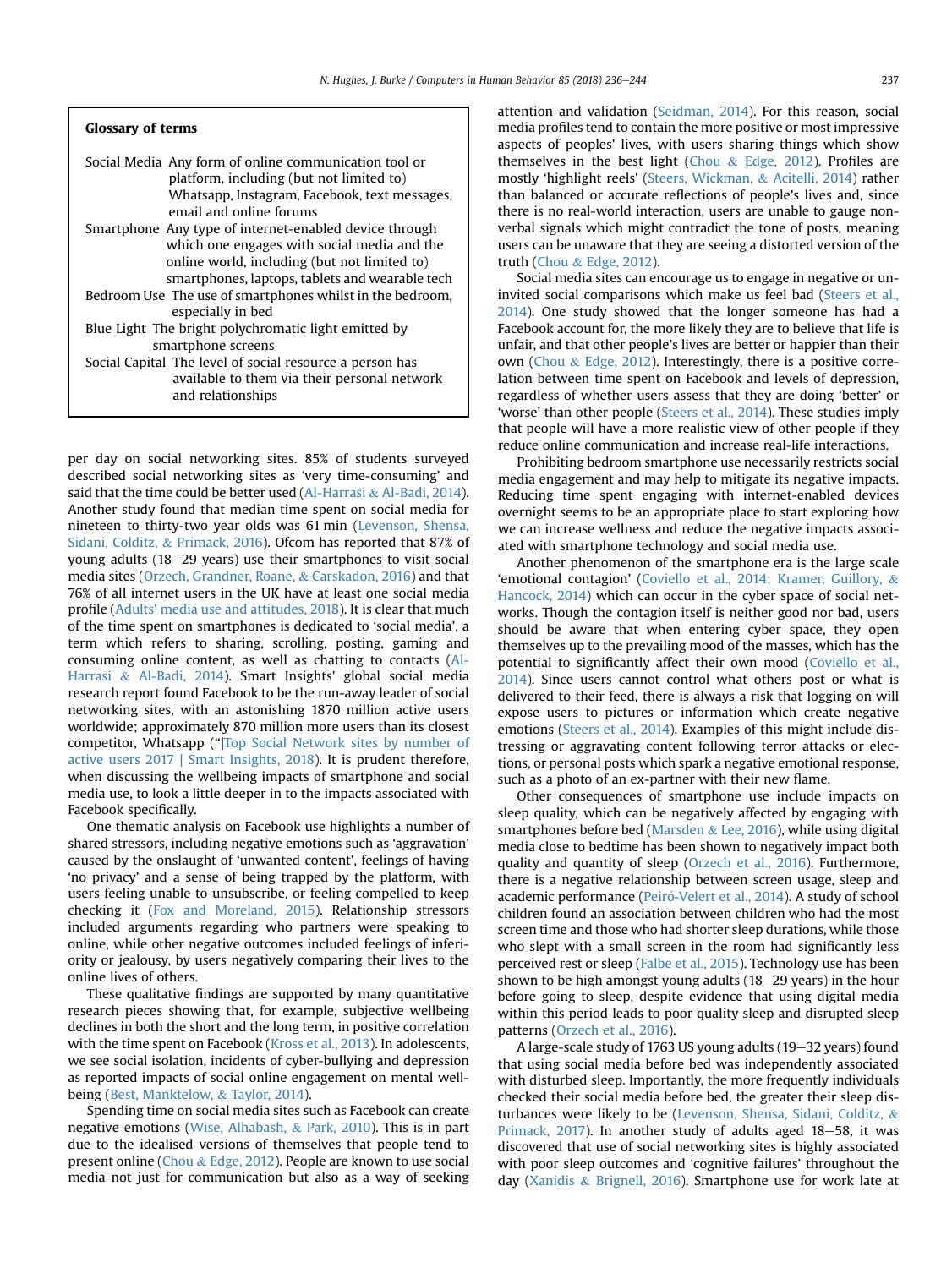**Glossary of terms**

| | |
|---|---|
| Social Media | Any form of online communication tool or platform, including (but not limited to) Whatsapp, Instagram, Facebook, text messages, email and online forums |
| Smartphone | Any type of internet-enabled device through which one engages with social media and the online world, including (but not limited to) smartphones, laptops, tablets and wearable tech |
| Bedroom Use | The use of smartphones whilst in the bedroom, especially in bed |
| Blue Light | The bright polychromatic light emitted by smartphone screens |
| Social Capital | The level of social resource a person has available to them via their personal network and relationships |

per day on social networking sites. 85% of students surveyed described social networking sites as 'very time-consuming' and said that the time could be better used (Al-Harrasi & Al-Badi, 2014). Another study found that median time spent on social media for nineteen to thirty-two year olds was 61 min (Levenson, Shensa, Sidani, Colditz, & Primack, 2016). Ofcom has reported that 87% of young adults (18–29 years) use their smartphones to visit social media sites (Orzech, Grandner, Roane, & Carskadon, 2016) and that 76% of all internet users in the UK have at least one social media profile (Adults' media use and attitudes, 2018). It is clear that much of the time spent on smartphones is dedicated to 'social media', a term which refers to sharing, scrolling, posting, gaming and consuming online content, as well as chatting to contacts (Al-Harrasi & Al-Badi, 2014). Smart Insights' global social media research report found Facebook to be the run-away leader of social networking sites, with an astonishing 1870 million active users worldwide; approximately 870 million more users than its closest competitor, Whatsapp ("|Top Social Network sites by number of active users 2017 | Smart Insights, 2018). It is prudent therefore, when discussing the wellbeing impacts of smartphone and social media use, to look a little deeper in to the impacts associated with Facebook specifically.

One thematic analysis on Facebook use highlights a number of shared stressors, including negative emotions such as 'aggravation' caused by the onslaught of 'unwanted content', feelings of having 'no privacy' and a sense of being trapped by the platform, with users feeling unable to unsubscribe, or feeling compelled to keep checking it (Fox and Moreland, 2015). Relationship stressors included arguments regarding who partners were speaking to online, while other negative outcomes included feelings of inferiority or jealousy, by users negatively comparing their lives to the online lives of others.

These qualitative findings are supported by many quantitative research pieces showing that, for example, subjective wellbeing declines in both the short and the long term, in positive correlation with the time spent on Facebook (Kross et al., 2013). In adolescents, we see social isolation, incidents of cyber-bullying and depression as reported impacts of social online engagement on mental wellbeing (Best, Manktelow, & Taylor, 2014).

Spending time on social media sites such as Facebook can create negative emotions (Wise, Alhabash, & Park, 2010). This is in part due to the idealised versions of themselves that people tend to present online (Chou & Edge, 2012). People are known to use social media not just for communication but also as a way of seeking attention and validation (Seidman, 2014). For this reason, social media profiles tend to contain the more positive or most impressive aspects of peoples' lives, with users sharing things which show themselves in the best light (Chou & Edge, 2012). Profiles are mostly 'highlight reels' (Steers, Wickman, & Acitelli, 2014) rather than balanced or accurate reflections of people's lives and, since there is no real-world interaction, users are unable to gauge non-verbal signals which might contradict the tone of posts, meaning users can be unaware that they are seeing a distorted version of the truth (Chou & Edge, 2012).

Social media sites can encourage us to engage in negative or uninvited social comparisons which make us feel bad (Steers et al., 2014). One study showed that the longer someone has had a Facebook account for, the more likely they are to believe that life is unfair, and that other people's lives are better or happier than their own (Chou & Edge, 2012). Interestingly, there is a positive correlation between time spent on Facebook and levels of depression, regardless of whether users assess that they are doing 'better' or 'worse' than other people (Steers et al., 2014). These studies imply that people will have a more realistic view of other people if they reduce online communication and increase real-life interactions.

Prohibiting bedroom smartphone use necessarily restricts social media engagement and may help to mitigate its negative impacts. Reducing time spent engaging with internet-enabled devices overnight seems to be an appropriate place to start exploring how we can increase wellness and reduce the negative impacts associated with smartphone technology and social media use.

Another phenomenon of the smartphone era is the large scale 'emotional contagion' (Coviello et al., 2014; Kramer, Guillory, & Hancock, 2014) which can occur in the cyber space of social networks. Though the contagion itself is neither good nor bad, users should be aware that when entering cyber space, they open themselves up to the prevailing mood of the masses, which has the potential to significantly affect their own mood (Coviello et al., 2014). Since users cannot control what others post or what is delivered to their feed, there is always a risk that logging on will expose users to pictures or information which create negative emotions (Steers et al., 2014). Examples of this might include distressing or aggravating content following terror attacks or elections, or personal posts which spark a negative emotional response, such as a photo of an ex-partner with their new flame.

Other consequences of smartphone use include impacts on sleep quality, which can be negatively affected by engaging with smartphones before bed (Marsden & Lee, 2016), while using digital media close to bedtime has been shown to negatively impact both quality and quantity of sleep (Orzech et al., 2016). Furthermore, there is a negative relationship between screen usage, sleep and academic performance (Peiró-Velert et al., 2014). A study of school children found an association between children who had the most screen time and those who had shorter sleep durations, while those who slept with a small screen in the room had significantly less perceived rest or sleep (Falbe et al., 2015). Technology use has been shown to be high amongst young adults (18–29 years) in the hour before going to sleep, despite evidence that using digital media within this period leads to poor quality sleep and disrupted sleep patterns (Orzech et al., 2016).

A large-scale study of 1763 US young adults (19–32 years) found that using social media before bed was independently associated with disturbed sleep. Importantly, the more frequently individuals checked their social media before bed, the greater their sleep disturbances were likely to be (Levenson, Shensa, Sidani, Colditz, & Primack, 2017). In another study of adults aged 18–58, it was discovered that use of social networking sites is highly associated with poor sleep outcomes and 'cognitive failures' throughout the day (Xanidis & Brignell, 2016). Smartphone use for work late at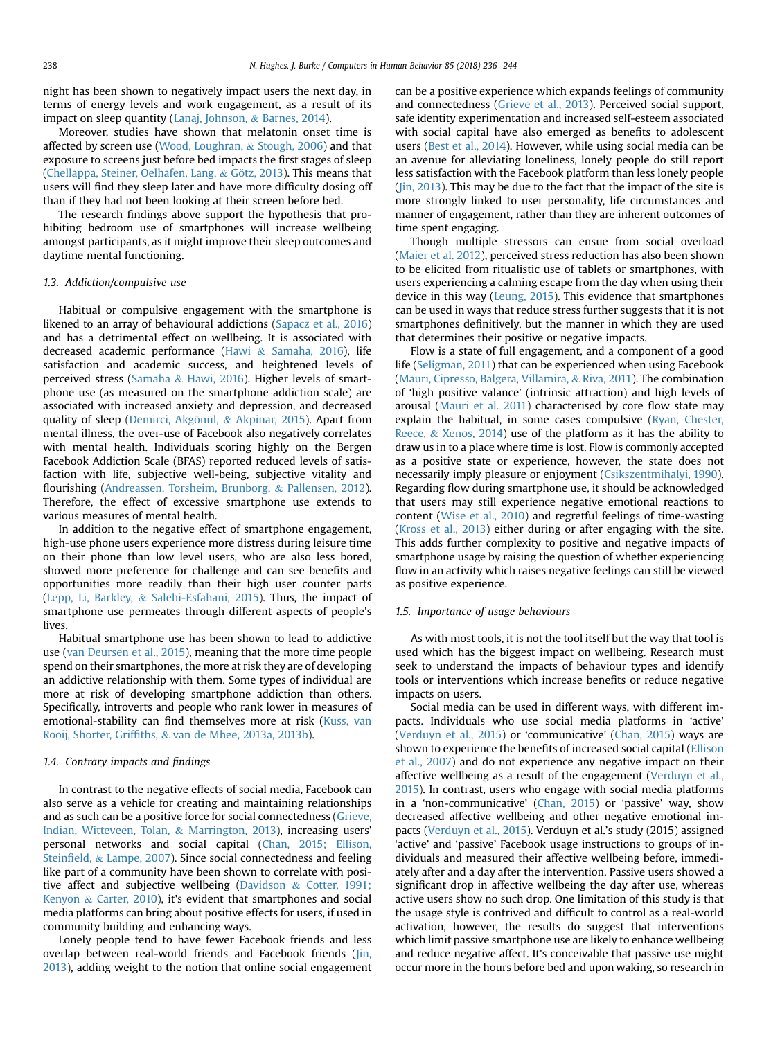night has been shown to negatively impact users the next day, in terms of energy levels and work engagement, as a result of its impact on sleep quantity (Lanaj, Johnson, & Barnes, 2014).

Moreover, studies have shown that melatonin onset time is affected by screen use (Wood, Loughran, & Stough, 2006) and that exposure to screens just before bed impacts the first stages of sleep (Chellappa, Steiner, Oelhafen, Lang, & Götz, 2013). This means that users will find they sleep later and have more difficulty dosing off than if they had not been looking at their screen before bed.

The research findings above support the hypothesis that prohibiting bedroom use of smartphones will increase wellbeing amongst participants, as it might improve their sleep outcomes and daytime mental functioning.

### 1.3. Addiction/compulsive use

Habitual or compulsive engagement with the smartphone is likened to an array of behavioural addictions (Sapacz et al., 2016) and has a detrimental effect on wellbeing. It is associated with decreased academic performance (Hawi & Samaha, 2016), life satisfaction and academic success, and heightened levels of perceived stress (Samaha & Hawi, 2016). Higher levels of smartphone use (as measured on the smartphone addiction scale) are associated with increased anxiety and depression, and decreased quality of sleep (Demirci, Akgönül, & Akpinar, 2015). Apart from mental illness, the over-use of Facebook also negatively correlates with mental health. Individuals scoring highly on the Bergen Facebook Addiction Scale (BFAS) reported reduced levels of satisfaction with life, subjective well-being, subjective vitality and flourishing (Andreassen, Torsheim, Brunborg, & Pallensen, 2012). Therefore, the effect of excessive smartphone use extends to various measures of mental health.

In addition to the negative effect of smartphone engagement, high-use phone users experience more distress during leisure time on their phone than low level users, who are also less bored, showed more preference for challenge and can see benefits and opportunities more readily than their high user counter parts (Lepp, Li, Barkley, & Salehi-Esfahani, 2015). Thus, the impact of smartphone use permeates through different aspects of people's lives.

Habitual smartphone use has been shown to lead to addictive use (van Deursen et al., 2015), meaning that the more time people spend on their smartphones, the more at risk they are of developing an addictive relationship with them. Some types of individual are more at risk of developing smartphone addiction than others. Specifically, introverts and people who rank lower in measures of emotional-stability can find themselves more at risk (Kuss, van Rooij, Shorter, Griffiths, & van de Mhee, 2013a, 2013b).

### 1.4. Contrary impacts and findings

In contrast to the negative effects of social media, Facebook can also serve as a vehicle for creating and maintaining relationships and as such can be a positive force for social connectedness (Grieve, Indian, Witteveen, Tolan, & Marrington, 2013), increasing users' personal networks and social capital (Chan, 2015; Ellison, Steinfield, & Lampe, 2007). Since social connectedness and feeling like part of a community have been shown to correlate with positive affect and subjective wellbeing (Davidson & Cotter, 1991; Kenyon & Carter, 2010), it's evident that smartphones and social media platforms can bring about positive effects for users, if used in community building and enhancing ways.

Lonely people tend to have fewer Facebook friends and less overlap between real-world friends and Facebook friends (Jin, 2013), adding weight to the notion that online social engagement can be a positive experience which expands feelings of community and connectedness (Grieve et al., 2013). Perceived social support, safe identity experimentation and increased self-esteem associated with social capital have also emerged as benefits to adolescent users (Best et al., 2014). However, while using social media can be an avenue for alleviating loneliness, lonely people do still report less satisfaction with the Facebook platform than less lonely people (Jin, 2013). This may be due to the fact that the impact of the site is more strongly linked to user personality, life circumstances and manner of engagement, rather than they are inherent outcomes of time spent engaging.

Though multiple stressors can ensue from social overload (Maier et al. 2012), perceived stress reduction has also been shown to be elicited from ritualistic use of tablets or smartphones, with users experiencing a calming escape from the day when using their device in this way (Leung, 2015). This evidence that smartphones can be used in ways that reduce stress further suggests that it is not smartphones definitively, but the manner in which they are used that determines their positive or negative impacts.

Flow is a state of full engagement, and a component of a good life (Seligman, 2011) that can be experienced when using Facebook (Mauri, Cipresso, Balgera, Villamira, & Riva, 2011). The combination of 'high positive valance' (intrinsic attraction) and high levels of arousal (Mauri et al. 2011) characterised by core flow state may explain the habitual, in some cases compulsive (Ryan, Chester, Reece, & Xenos, 2014) use of the platform as it has the ability to draw us in to a place where time is lost. Flow is commonly accepted as a positive state or experience, however, the state does not necessarily imply pleasure or enjoyment (Csikszentmihalyi, 1990). Regarding flow during smartphone use, it should be acknowledged that users may still experience negative emotional reactions to content (Wise et al., 2010) and regretful feelings of time-wasting (Kross et al., 2013) either during or after engaging with the site. This adds further complexity to positive and negative impacts of smartphone usage by raising the question of whether experiencing flow in an activity which raises negative feelings can still be viewed as positive experience.

### 1.5. Importance of usage behaviours

As with most tools, it is not the tool itself but the way that tool is used which has the biggest impact on wellbeing. Research must seek to understand the impacts of behaviour types and identify tools or interventions which increase benefits or reduce negative impacts on users.

Social media can be used in different ways, with different impacts. Individuals who use social media platforms in 'active' (Verduyn et al., 2015) or 'communicative' (Chan, 2015) ways are shown to experience the benefits of increased social capital (Ellison et al., 2007) and do not experience any negative impact on their affective wellbeing as a result of the engagement (Verduyn et al., 2015). In contrast, users who engage with social media platforms in a 'non-communicative' (Chan, 2015) or 'passive' way, show decreased affective wellbeing and other negative emotional impacts (Verduyn et al., 2015). Verduyn et al.'s study (2015) assigned 'active' and 'passive' Facebook usage instructions to groups of individuals and measured their affective wellbeing before, immediately after and a day after the intervention. Passive users showed a significant drop in affective wellbeing the day after use, whereas active users show no such drop. One limitation of this study is that the usage style is contrived and difficult to control as a real-world activation, however, the results do suggest that interventions which limit passive smartphone use are likely to enhance wellbeing and reduce negative affect. It's conceivable that passive use might occur more in the hours before bed and upon waking, so research in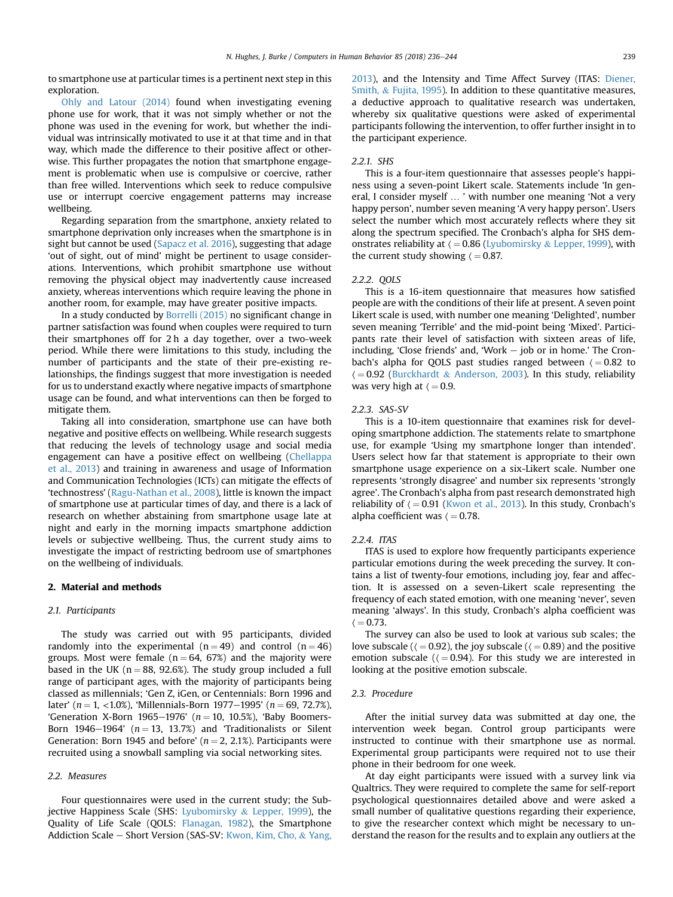to smartphone use at particular times is a pertinent next step in this exploration.

Ohly and Latour (2014) found when investigating evening phone use for work, that it was not simply whether or not the phone was used in the evening for work, but whether the individual was intrinsically motivated to use it at that time and in that way, which made the difference to their positive affect or otherwise. This further propagates the notion that smartphone engagement is problematic when use is compulsive or coercive, rather than free willed. Interventions which seek to reduce compulsive use or interrupt coercive engagement patterns may increase wellbeing.

Regarding separation from the smartphone, anxiety related to smartphone deprivation only increases when the smartphone is in sight but cannot be used (Sapacz et al. 2016), suggesting that adage 'out of sight, out of mind' might be pertinent to usage considerations. Interventions, which prohibit smartphone use without removing the physical object may inadvertently cause increased anxiety, whereas interventions which require leaving the phone in another room, for example, may have greater positive impacts.

In a study conducted by Borrelli (2015) no significant change in partner satisfaction was found when couples were required to turn their smartphones off for 2 h a day together, over a two-week period. While there were limitations to this study, including the number of participants and the state of their pre-existing relationships, the findings suggest that more investigation is needed for us to understand exactly where negative impacts of smartphone usage can be found, and what interventions can then be forged to mitigate them.

Taking all into consideration, smartphone use can have both negative and positive effects on wellbeing. While research suggests that reducing the levels of technology usage and social media engagement can have a positive effect on wellbeing (Chellappa et al., 2013) and training in awareness and usage of Information and Communication Technologies (ICTs) can mitigate the effects of 'technostress' (Ragu-Nathan et al., 2008), little is known the impact of smartphone use at particular times of day, and there is a lack of research on whether abstaining from smartphone usage late at night and early in the morning impacts smartphone addiction levels or subjective wellbeing. Thus, the current study aims to investigate the impact of restricting bedroom use of smartphones on the wellbeing of individuals.

## 2. Material and methods

### 2.1. Participants

The study was carried out with 95 participants, divided randomly into the experimental (n = 49) and control (n = 46) groups. Most were female (n = 64, 67%) and the majority were based in the UK (n = 88, 92.6%). The study group included a full range of participant ages, with the majority of participants being classed as millennials; 'Gen Z, iGen, or Centennials: Born 1996 and later' (*n* = 1, <1.0%), 'Millennials-Born 1977–1995' (*n* = 69, 72.7%), 'Generation X-Born 1965–1976' (*n* = 10, 10.5%), 'Baby Boomers-Born 1946–1964' (*n* = 13, 13.7%) and 'Traditionalists or Silent Generation: Born 1945 and before' (*n* = 2, 2.1%). Participants were recruited using a snowball sampling via social networking sites.

### 2.2. Measures

Four questionnaires were used in the current study; the Subjective Happiness Scale (SHS: Lyubomirsky & Lepper, 1999), the Quality of Life Scale (QOLS: Flanagan, 1982), the Smartphone Addiction Scale – Short Version (SAS-SV: Kwon, Kim, Cho, & Yang, 2013), and the Intensity and Time Affect Survey (ITAS: Diener, Smith, & Fujita, 1995). In addition to these quantitative measures, a deductive approach to qualitative research was undertaken, whereby six qualitative questions were asked of experimental participants following the intervention, to offer further insight in to the participant experience.

#### 2.2.1. SHS

This is a four-item questionnaire that assesses people's happiness using a seven-point Likert scale. Statements include 'In general, I consider myself … ' with number one meaning 'Not a very happy person', number seven meaning 'A very happy person'. Users select the number which most accurately reflects where they sit along the spectrum specified. The Cronbach's alpha for SHS demonstrates reliability at ⟨ = 0.86 (Lyubomirsky & Lepper, 1999), with the current study showing ⟨ = 0.87.

#### 2.2.2. QOLS

This is a 16-item questionnaire that measures how satisfied people are with the conditions of their life at present. A seven point Likert scale is used, with number one meaning 'Delighted', number seven meaning 'Terrible' and the mid-point being 'Mixed'. Participants rate their level of satisfaction with sixteen areas of life, including, 'Close friends' and, 'Work – job or in home.' The Cronbach's alpha for QOLS past studies ranged between ⟨ = 0.82 to ⟨ = 0.92 (Burckhardt & Anderson, 2003). In this study, reliability was very high at ⟨ = 0.9.

#### 2.2.3. SAS-SV

This is a 10-item questionnaire that examines risk for developing smartphone addiction. The statements relate to smartphone use, for example 'Using my smartphone longer than intended'. Users select how far that statement is appropriate to their own smartphone usage experience on a six-Likert scale. Number one represents 'strongly disagree' and number six represents 'strongly agree'. The Cronbach's alpha from past research demonstrated high reliability of ⟨ = 0.91 (Kwon et al., 2013). In this study, Cronbach's alpha coefficient was ⟨ = 0.78.

#### 2.2.4. ITAS

ITAS is used to explore how frequently participants experience particular emotions during the week preceding the survey. It contains a list of twenty-four emotions, including joy, fear and affection. It is assessed on a seven-Likert scale representing the frequency of each stated emotion, with one meaning 'never', seven meaning 'always'. In this study, Cronbach's alpha coefficient was ⟨ = 0.73.

The survey can also be used to look at various sub scales; the love subscale ((⟨ = 0.92), the joy subscale ((⟨ = 0.89) and the positive emotion subscale ((⟨ = 0.94). For this study we are interested in looking at the positive emotion subscale.

### 2.3. Procedure

After the initial survey data was submitted at day one, the intervention week began. Control group participants were instructed to continue with their smartphone use as normal. Experimental group participants were required not to use their phone in their bedroom for one week.

At day eight participants were issued with a survey link via Qualtrics. They were required to complete the same for self-report psychological questionnaires detailed above and were asked a small number of qualitative questions regarding their experience, to give the researcher context which might be necessary to understand the reason for the results and to explain any outliers at the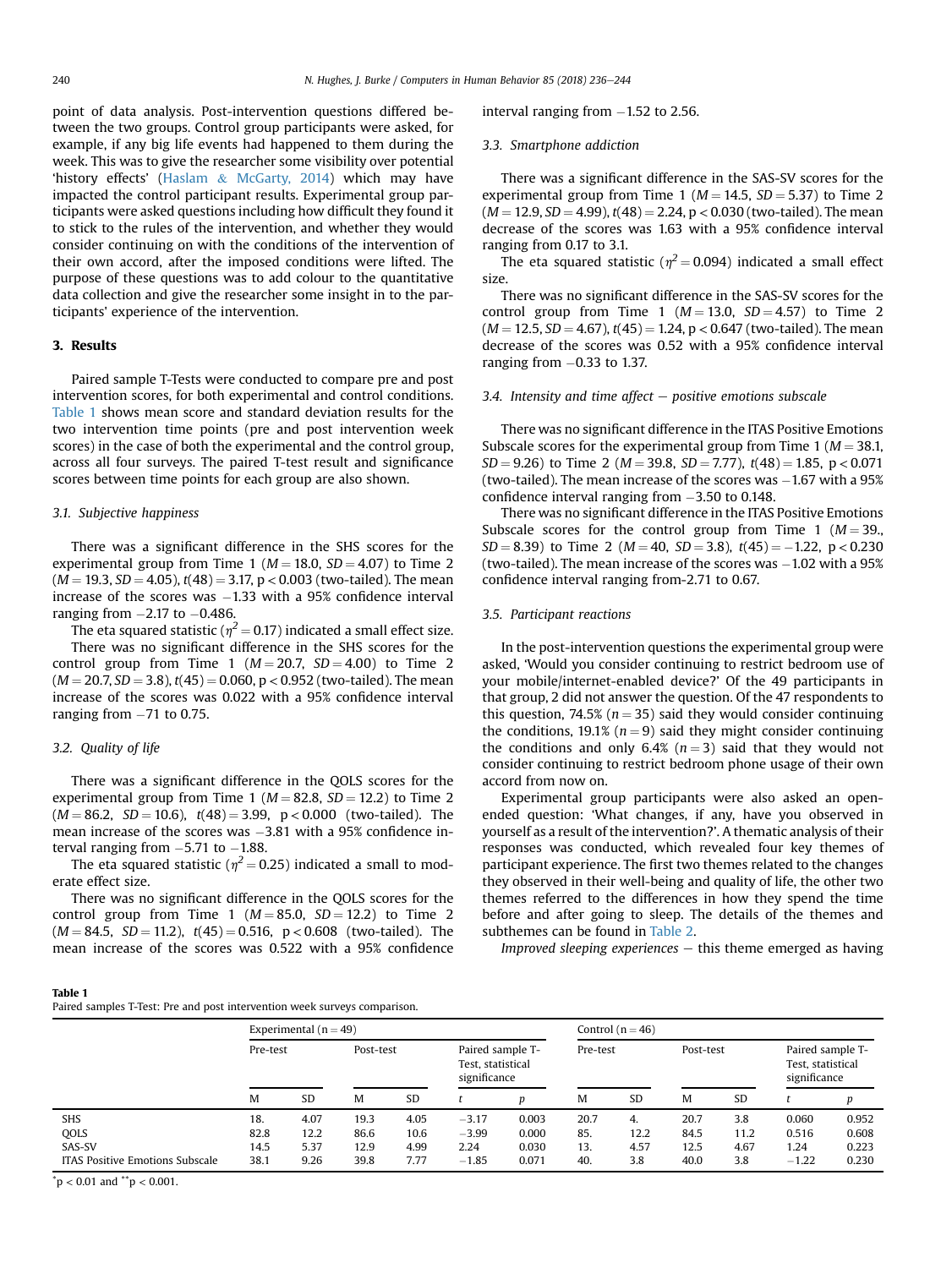point of data analysis. Post-intervention questions differed between the two groups. Control group participants were asked, for example, if any big life events had happened to them during the week. This was to give the researcher some visibility over potential 'history effects' (Haslam & McGarty, 2014) which may have impacted the control participant results. Experimental group participants were asked questions including how difficult they found it to stick to the rules of the intervention, and whether they would consider continuing on with the conditions of the intervention of their own accord, after the imposed conditions were lifted. The purpose of these questions was to add colour to the quantitative data collection and give the researcher some insight in to the participants' experience of the intervention.

## 3. Results

Paired sample T-Tests were conducted to compare pre and post intervention scores, for both experimental and control conditions. Table 1 shows mean score and standard deviation results for the two intervention time points (pre and post intervention week scores) in the case of both the experimental and the control group, across all four surveys. The paired T-test result and significance scores between time points for each group are also shown.

### 3.1. Subjective happiness

There was a significant difference in the SHS scores for the experimental group from Time 1 ($M = 18.0$, $SD = 4.07$) to Time 2 ($M = 19.3$, $SD = 4.05$), $t(48) = 3.17$, $p < 0.003$ (two-tailed). The mean increase of the scores was −1.33 with a 95% confidence interval ranging from −2.17 to −0.486.

The eta squared statistic ($\eta^2 = 0.17$) indicated a small effect size.

There was no significant difference in the SHS scores for the control group from Time 1 ($M = 20.7$, $SD = 4.00$) to Time 2 ($M = 20.7$, $SD = 3.8$), $t(45) = 0.060$, $p < 0.952$ (two-tailed). The mean increase of the scores was 0.022 with a 95% confidence interval ranging from −71 to 0.75.

### 3.2. Quality of life

There was a significant difference in the QOLS scores for the experimental group from Time 1 ($M = 82.8$, $SD = 12.2$) to Time 2 ($M = 86.2$, $SD = 10.6$), $t(48) = 3.99$, $p < 0.000$ (two-tailed). The mean increase of the scores was −3.81 with a 95% confidence interval ranging from −5.71 to −1.88.

The eta squared statistic ($\eta^2 = 0.25$) indicated a small to moderate effect size.

There was no significant difference in the QOLS scores for the control group from Time 1 ($M = 85.0$, $SD = 12.2$) to Time 2 ($M = 84.5$, $SD = 11.2$), $t(45) = 0.516$, $p < 0.608$ (two-tailed). The mean increase of the scores was 0.522 with a 95% confidence interval ranging from −1.52 to 2.56.

### 3.3. Smartphone addiction

There was a significant difference in the SAS-SV scores for the experimental group from Time 1 ($M = 14.5$, $SD = 5.37$) to Time 2 ($M = 12.9$, $SD = 4.99$), $t(48) = 2.24$, $p < 0.030$ (two-tailed). The mean decrease of the scores was 1.63 with a 95% confidence interval ranging from 0.17 to 3.1.

The eta squared statistic ($\eta^2 = 0.094$) indicated a small effect size.

There was no significant difference in the SAS-SV scores for the control group from Time 1 ($M = 13.0$, $SD = 4.57$) to Time 2 ($M = 12.5$, $SD = 4.67$), $t(45) = 1.24$, $p < 0.647$ (two-tailed). The mean decrease of the scores was 0.52 with a 95% confidence interval ranging from −0.33 to 1.37.

### 3.4. Intensity and time affect – positive emotions subscale

There was no significant difference in the ITAS Positive Emotions Subscale scores for the experimental group from Time 1 ($M = 38.1$, $SD = 9.26$) to Time 2 ($M = 39.8$, $SD = 7.77$), $t(48) = 1.85$, $p < 0.071$ (two-tailed). The mean increase of the scores was −1.67 with a 95% confidence interval ranging from −3.50 to 0.148.

There was no significant difference in the ITAS Positive Emotions Subscale scores for the control group from Time 1 ($M = 39.$, $SD = 8.39$) to Time 2 ($M = 40$, $SD = 3.8$), $t(45) = -1.22$, $p < 0.230$ (two-tailed). The mean increase of the scores was −1.02 with a 95% confidence interval ranging from-2.71 to 0.67.

### 3.5. Participant reactions

In the post-intervention questions the experimental group were asked, 'Would you consider continuing to restrict bedroom use of your mobile/internet-enabled device?' Of the 49 participants in that group, 2 did not answer the question. Of the 47 respondents to this question, 74.5% ($n = 35$) said they would consider continuing the conditions, 19.1% ($n = 9$) said they might consider continuing the conditions and only 6.4% ($n = 3$) said that they would not consider continuing to restrict bedroom phone usage of their own accord from now on.

Experimental group participants were also asked an open-ended question: 'What changes, if any, have you observed in yourself as a result of the intervention?'. A thematic analysis of their responses was conducted, which revealed four key themes of participant experience. The first two themes related to the changes they observed in their well-being and quality of life, the other two themes referred to the differences in how they spend the time before and after going to sleep. The details of the themes and subthemes can be found in Table 2.

*Improved sleeping experiences* – this theme emerged as having

**Table 1**
Paired samples T-Test: Pre and post intervention week surveys comparison.

| | Experimental (n = 49) | | | | | | Control (n = 46) | | | | | |
|---|---|---|---|---|---|---|---|---|---|---|---|---|
| | Pre-test | | Post-test | | Paired sample T-Test, statistical significance | | Pre-test | | Post-test | | Paired sample T-Test, statistical significance | |
| | M | SD | M | SD | t | p | M | SD | M | SD | t | p |
| SHS | 18. | 4.07 | 19.3 | 4.05 | −3.17 | 0.003 | 20.7 | 4. | 20.7 | 3.8 | 0.060 | 0.952 |
| QOLS | 82.8 | 12.2 | 86.6 | 10.6 | −3.99 | 0.000 | 85. | 12.2 | 84.5 | 11.2 | 0.516 | 0.608 |
| SAS-SV | 14.5 | 5.37 | 12.9 | 4.99 | 2.24 | 0.030 | 13. | 4.57 | 12.5 | 4.67 | 1.24 | 0.223 |
| ITAS Positive Emotions Subscale | 38.1 | 9.26 | 39.8 | 7.77 | −1.85 | 0.071 | 40. | 3.8 | 40.0 | 3.8 | −1.22 | 0.230 |

*p < 0.01 and **p < 0.001.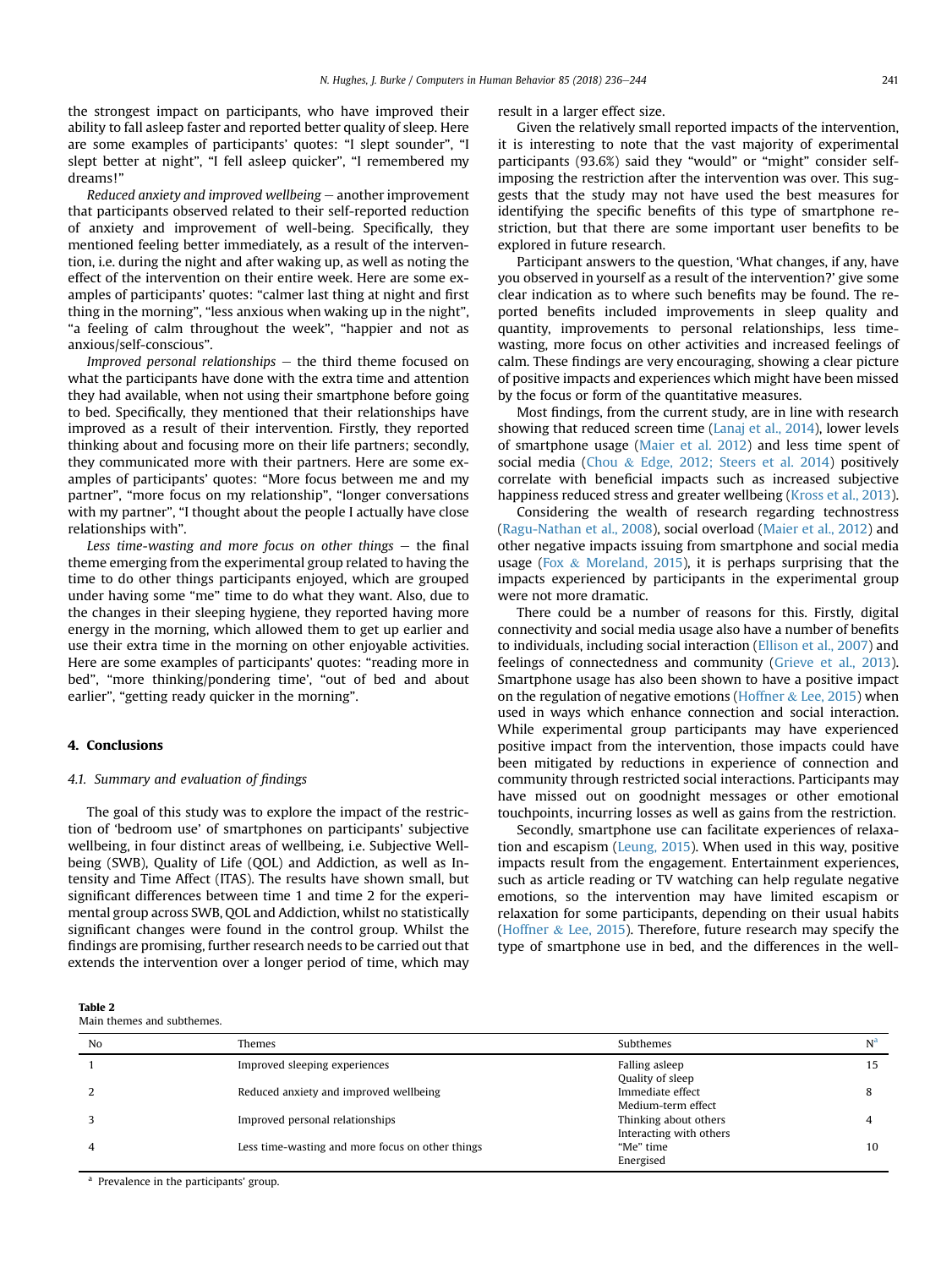the strongest impact on participants, who have improved their ability to fall asleep faster and reported better quality of sleep. Here are some examples of participants' quotes: "I slept sounder", "I slept better at night", "I fell asleep quicker", "I remembered my dreams!"

*Reduced anxiety and improved wellbeing* – another improvement that participants observed related to their self-reported reduction of anxiety and improvement of well-being. Specifically, they mentioned feeling better immediately, as a result of the intervention, i.e. during the night and after waking up, as well as noting the effect of the intervention on their entire week. Here are some examples of participants' quotes: "calmer last thing at night and first thing in the morning", "less anxious when waking up in the night", "a feeling of calm throughout the week", "happier and not as anxious/self-conscious".

*Improved personal relationships* – the third theme focused on what the participants have done with the extra time and attention they had available, when not using their smartphone before going to bed. Specifically, they mentioned that their relationships have improved as a result of their intervention. Firstly, they reported thinking about and focusing more on their life partners; secondly, they communicated more with their partners. Here are some examples of participants' quotes: "More focus between me and my partner", "more focus on my relationship", "longer conversations with my partner", "I thought about the people I actually have close relationships with".

*Less time-wasting and more focus on other things* – the final theme emerging from the experimental group related to having the time to do other things participants enjoyed, which are grouped under having some "me" time to do what they want. Also, due to the changes in their sleeping hygiene, they reported having more energy in the morning, which allowed them to get up earlier and use their extra time in the morning on other enjoyable activities. Here are some examples of participants' quotes: "reading more in bed", "more thinking/pondering time", "out of bed and about earlier", "getting ready quicker in the morning".

## 4. Conclusions

### 4.1. Summary and evaluation of findings

The goal of this study was to explore the impact of the restriction of 'bedroom use' of smartphones on participants' subjective wellbeing, in four distinct areas of wellbeing, i.e. Subjective Wellbeing (SWB), Quality of Life (QOL) and Addiction, as well as Intensity and Time Affect (ITAS). The results have shown small, but significant differences between time 1 and time 2 for the experimental group across SWB, QOL and Addiction, whilst no statistically significant changes were found in the control group. Whilst the findings are promising, further research needs to be carried out that extends the intervention over a longer period of time, which may result in a larger effect size.

Given the relatively small reported impacts of the intervention, it is interesting to note that the vast majority of experimental participants (93.6%) said they "would" or "might" consider self-imposing the restriction after the intervention was over. This suggests that the study may not have used the best measures for identifying the specific benefits of this type of smartphone restriction, but that there are some important user benefits to be explored in future research.

Participant answers to the question, 'What changes, if any, have you observed in yourself as a result of the intervention?' give some clear indication as to where such benefits may be found. The reported benefits included improvements in sleep quality and quantity, improvements to personal relationships, less time-wasting, more focus on other activities and increased feelings of calm. These findings are very encouraging, showing a clear picture of positive impacts and experiences which might have been missed by the focus or form of the quantitative measures.

Most findings, from the current study, are in line with research showing that reduced screen time (Lanaj et al., 2014), lower levels of smartphone usage (Maier et al. 2012) and less time spent of social media (Chou & Edge, 2012; Steers et al. 2014) positively correlate with beneficial impacts such as increased subjective happiness reduced stress and greater wellbeing (Kross et al., 2013).

Considering the wealth of research regarding technostress (Ragu-Nathan et al., 2008), social overload (Maier et al., 2012) and other negative impacts issuing from smartphone and social media usage (Fox & Moreland, 2015), it is perhaps surprising that the impacts experienced by participants in the experimental group were not more dramatic.

There could be a number of reasons for this. Firstly, digital connectivity and social media usage also have a number of benefits to individuals, including social interaction (Ellison et al., 2007) and feelings of connectedness and community (Grieve et al., 2013). Smartphone usage has also been shown to have a positive impact on the regulation of negative emotions (Hoffner & Lee, 2015) when used in ways which enhance connection and social interaction. While experimental group participants may have experienced positive impact from the intervention, those impacts could have been mitigated by reductions in experience of connection and community through restricted social interactions. Participants may have missed out on goodnight messages or other emotional touchpoints, incurring losses as well as gains from the restriction.

Secondly, smartphone use can facilitate experiences of relaxation and escapism (Leung, 2015). When used in this way, positive impacts result from the engagement. Entertainment experiences, such as article reading or TV watching can help regulate negative emotions, so the intervention may have limited escapism or relaxation for some participants, depending on their usual habits (Hoffner & Lee, 2015). Therefore, future research may specify the type of smartphone use in bed, and the differences in the well-

**Table 2**
Main themes and subthemes.

| No | Themes | Subthemes | N[a] |
|---|---|---|---|
| 1 | Improved sleeping experiences | Falling asleep<br>Quality of sleep | 15 |
| 2 | Reduced anxiety and improved wellbeing | Immediate effect<br>Medium-term effect | 8 |
| 3 | Improved personal relationships | Thinking about others<br>Interacting with others | 4 |
| 4 | Less time-wasting and more focus on other things | "Me" time<br>Energised | 10 |

[a] Prevalence in the participants' group.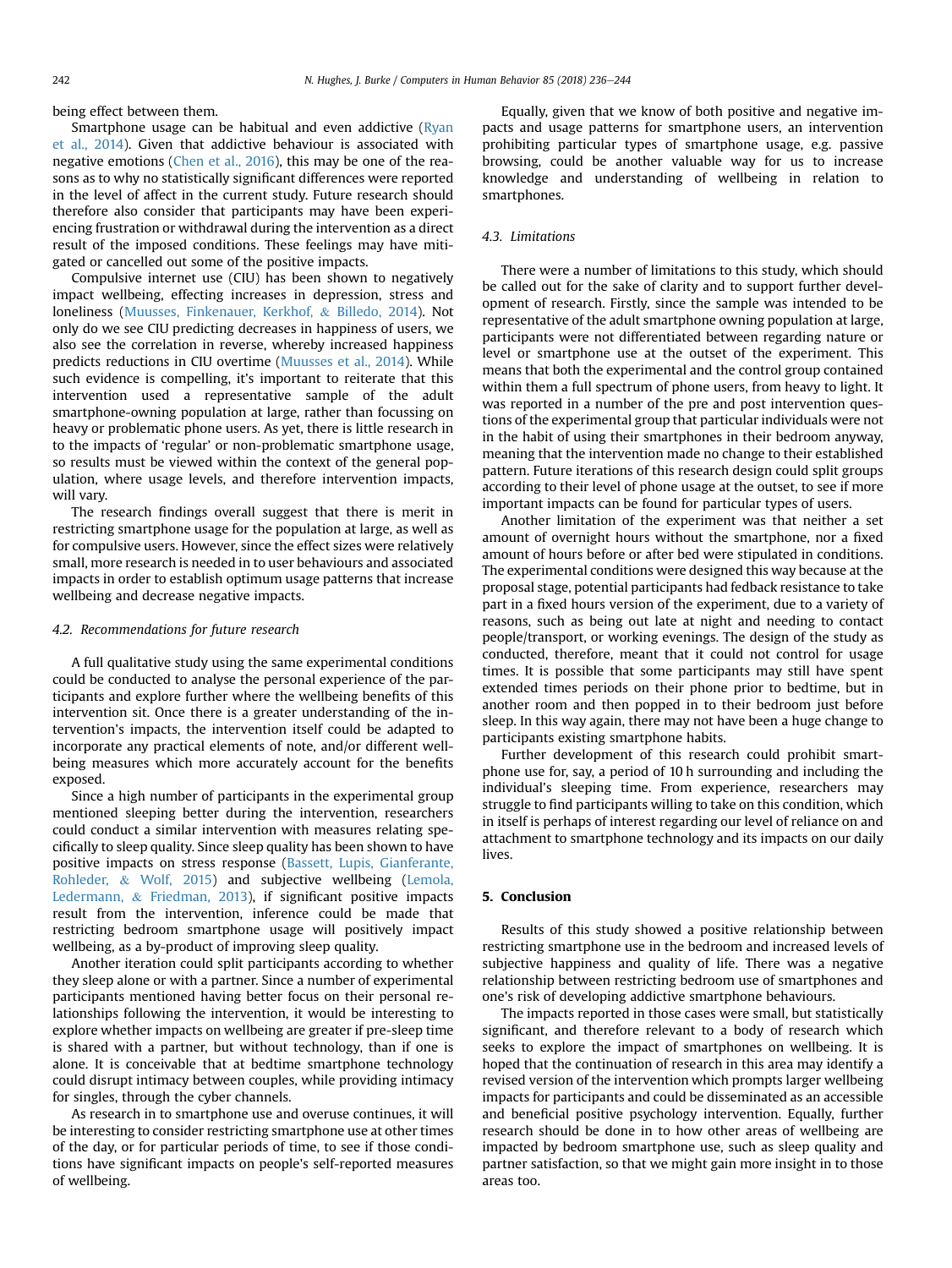being effect between them.

Smartphone usage can be habitual and even addictive (Ryan et al., 2014). Given that addictive behaviour is associated with negative emotions (Chen et al., 2016), this may be one of the reasons as to why no statistically significant differences were reported in the level of affect in the current study. Future research should therefore also consider that participants may have been experiencing frustration or withdrawal during the intervention as a direct result of the imposed conditions. These feelings may have mitigated or cancelled out some of the positive impacts.

Compulsive internet use (CIU) has been shown to negatively impact wellbeing, effecting increases in depression, stress and loneliness (Muusses, Finkenauer, Kerkhof, & Billedo, 2014). Not only do we see CIU predicting decreases in happiness of users, we also see the correlation in reverse, whereby increased happiness predicts reductions in CIU overtime (Muusses et al., 2014). While such evidence is compelling, it's important to reiterate that this intervention used a representative sample of the adult smartphone-owning population at large, rather than focussing on heavy or problematic phone users. As yet, there is little research in to the impacts of 'regular' or non-problematic smartphone usage, so results must be viewed within the context of the general population, where usage levels, and therefore intervention impacts, will vary.

The research findings overall suggest that there is merit in restricting smartphone usage for the population at large, as well as for compulsive users. However, since the effect sizes were relatively small, more research is needed in to user behaviours and associated impacts in order to establish optimum usage patterns that increase wellbeing and decrease negative impacts.

### 4.2. Recommendations for future research

A full qualitative study using the same experimental conditions could be conducted to analyse the personal experience of the participants and explore further where the wellbeing benefits of this intervention sit. Once there is a greater understanding of the intervention's impacts, the intervention itself could be adapted to incorporate any practical elements of note, and/or different wellbeing measures which more accurately account for the benefits exposed.

Since a high number of participants in the experimental group mentioned sleeping better during the intervention, researchers could conduct a similar intervention with measures relating specifically to sleep quality. Since sleep quality has been shown to have positive impacts on stress response (Bassett, Lupis, Gianferante, Rohleder, & Wolf, 2015) and subjective wellbeing (Lemola, Ledermann, & Friedman, 2013), if significant positive impacts result from the intervention, inference could be made that restricting bedroom smartphone usage will positively impact wellbeing, as a by-product of improving sleep quality.

Another iteration could split participants according to whether they sleep alone or with a partner. Since a number of experimental participants mentioned having better focus on their personal relationships following the intervention, it would be interesting to explore whether impacts on wellbeing are greater if pre-sleep time is shared with a partner, but without technology, than if one is alone. It is conceivable that at bedtime smartphone technology could disrupt intimacy between couples, while providing intimacy for singles, through the cyber channels.

As research in to smartphone use and overuse continues, it will be interesting to consider restricting smartphone use at other times of the day, or for particular periods of time, to see if those conditions have significant impacts on people's self-reported measures of wellbeing.

Equally, given that we know of both positive and negative impacts and usage patterns for smartphone users, an intervention prohibiting particular types of smartphone usage, e.g. passive browsing, could be another valuable way for us to increase knowledge and understanding of wellbeing in relation to smartphones.

### 4.3. Limitations

There were a number of limitations to this study, which should be called out for the sake of clarity and to support further development of research. Firstly, since the sample was intended to be representative of the adult smartphone owning population at large, participants were not differentiated between regarding nature or level or smartphone use at the outset of the experiment. This means that both the experimental and the control group contained within them a full spectrum of phone users, from heavy to light. It was reported in a number of the pre and post intervention questions of the experimental group that particular individuals were not in the habit of using their smartphones in their bedroom anyway, meaning that the intervention made no change to their established pattern. Future iterations of this research design could split groups according to their level of phone usage at the outset, to see if more important impacts can be found for particular types of users.

Another limitation of the experiment was that neither a set amount of overnight hours without the smartphone, nor a fixed amount of hours before or after bed were stipulated in conditions. The experimental conditions were designed this way because at the proposal stage, potential participants had fedback resistance to take part in a fixed hours version of the experiment, due to a variety of reasons, such as being out late at night and needing to contact people/transport, or working evenings. The design of the study as conducted, therefore, meant that it could not control for usage times. It is possible that some participants may still have spent extended times periods on their phone prior to bedtime, but in another room and then popped in to their bedroom just before sleep. In this way again, there may not have been a huge change to participants existing smartphone habits.

Further development of this research could prohibit smartphone use for, say, a period of 10 h surrounding and including the individual's sleeping time. From experience, researchers may struggle to find participants willing to take on this condition, which in itself is perhaps of interest regarding our level of reliance on and attachment to smartphone technology and its impacts on our daily lives.

## 5. Conclusion

Results of this study showed a positive relationship between restricting smartphone use in the bedroom and increased levels of subjective happiness and quality of life. There was a negative relationship between restricting bedroom use of smartphones and one's risk of developing addictive smartphone behaviours.

The impacts reported in those cases were small, but statistically significant, and therefore relevant to a body of research which seeks to explore the impact of smartphones on wellbeing. It is hoped that the continuation of research in this area may identify a revised version of the intervention which prompts larger wellbeing impacts for participants and could be disseminated as an accessible and beneficial positive psychology intervention. Equally, further research should be done in to how other areas of wellbeing are impacted by bedroom smartphone use, such as sleep quality and partner satisfaction, so that we might gain more insight in to those areas too.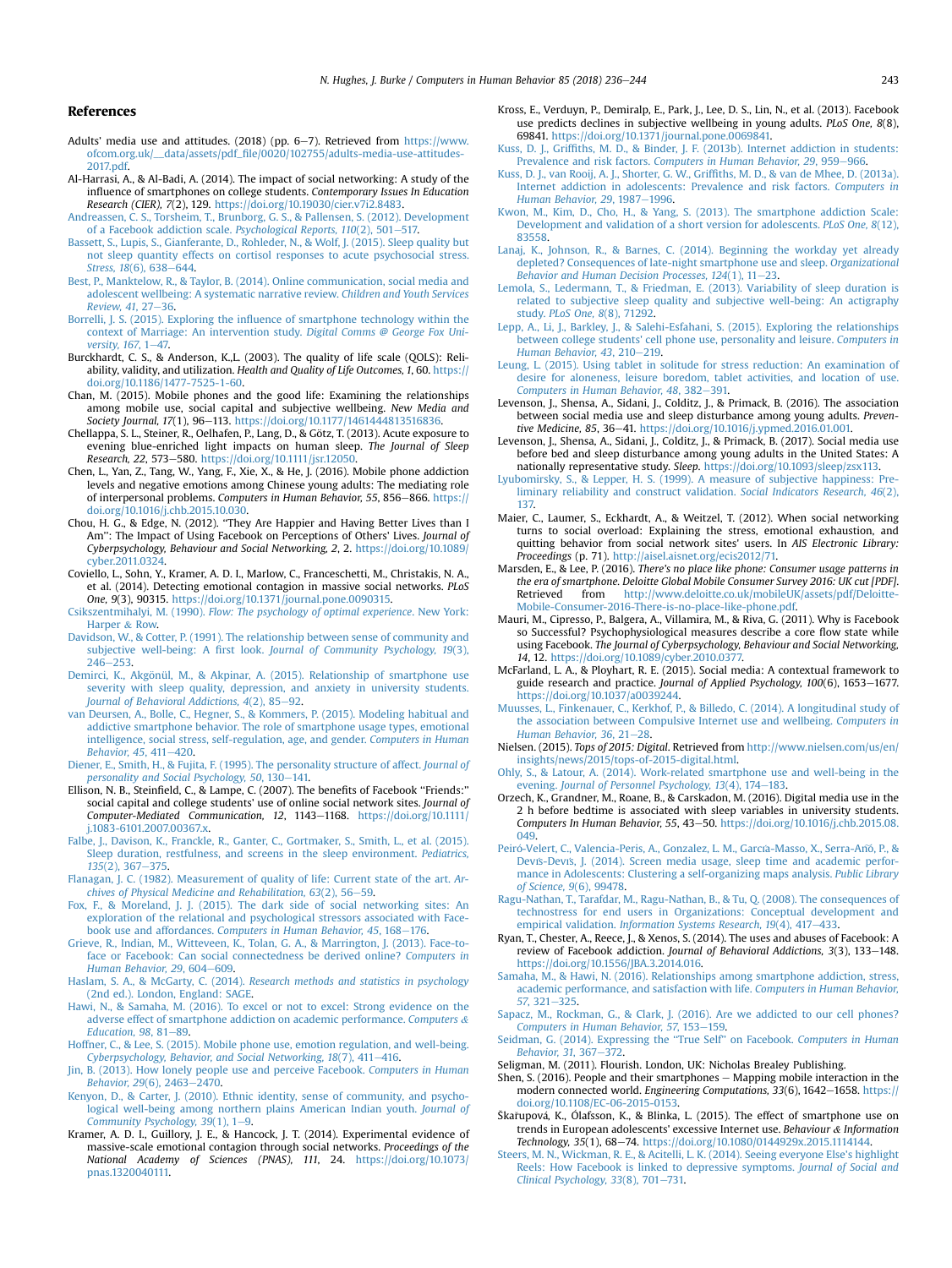## References

Adults' media use and attitudes. (2018) (pp. 6–7). Retrieved from https://www.ofcom.org.uk/__data/assets/pdf_file/0020/102755/adults-media-use-attitudes-2017.pdf.

Al-Harrasi, A., & Al-Badi, A. (2014). The impact of social networking: A study of the influence of smartphones on college students. *Contemporary Issues In Education Research (CIER), 7*(2), 129. https://doi.org/10.19030/cier.v7i2.8483.

Andreassen, C. S., Torsheim, T., Brunborg, G. S., & Pallensen, S. (2012). Development of a Facebook addiction scale. *Psychological Reports, 110*(2), 501–517.

Bassett, S., Lupis, S., Gianferante, D., Rohleder, N., & Wolf, J. (2015). Sleep quality but not sleep quantity effects on cortisol responses to acute psychosocial stress. *Stress, 18*(6), 638–644.

Best, P., Manktelow, R., & Taylor, B. (2014). Online communication, social media and adolescent wellbeing: A systematic narrative review. *Children and Youth Services Review, 41*, 27–36.

Borrelli, J. S. (2015). Exploring the influence of smartphone technology within the context of Marriage: An intervention study. *Digital Comms @ George Fox University, 167*, 1–47.

Burckhardt, C. S., & Anderson, K.,L. (2003). The quality of life scale (QOLS): Reliability, validity, and utilization. *Health and Quality of Life Outcomes, 1*, 60. https://doi.org/10.1186/1477-7525-1-60.

Chan, M. (2015). Mobile phones and the good life: Examining the relationships among mobile use, social capital and subjective wellbeing. *New Media and Society Journal, 17*(1), 96–113. https://doi.org/10.1177/1461444813516836.

Chellappa, S. L., Steiner, R., Oelhafen, P., Lang, D., & Götz, T. (2013). Acute exposure to evening blue-enriched light impacts on human sleep. *The Journal of Sleep Research, 22*, 573–580. https://doi.org/10.1111/jsr.12050.

Chen, L., Yan, Z., Tang, W., Yang, F., Xie, X., & He, J. (2016). Mobile phone addiction levels and negative emotions among Chinese young adults: The mediating role of interpersonal problems. *Computers in Human Behavior, 55*, 856–866. https://doi.org/10.1016/j.chb.2015.10.030.

Chou, H. G., & Edge, N. (2012). "They Are Happier and Having Better Lives than I Am": The Impact of Using Facebook on Perceptions of Others' Lives. *Journal of Cyberpsychology, Behaviour and Social Networking, 2*, 2. https://doi.org/10.1089/cyber.2011.0324.

Coviello, L., Sohn, Y., Kramer, A. D. I., Marlow, C., Franceschetti, M., Christakis, N. A., et al. (2014). Detecting emotional contagion in massive social networks. *PLoS One, 9*(3), 90315. https://doi.org/10.1371/journal.pone.0090315.

Csikszentmihalyi, M. (1990). *Flow: The psychology of optimal experience*. New York: Harper & Row.

Davidson, W., & Cotter, P. (1991). The relationship between sense of community and subjective well-being: A first look. *Journal of Community Psychology, 19*(3), 246–253.

Demirci, K., Akgönül, M., & Akpinar, A. (2015). Relationship of smartphone use severity with sleep quality, depression, and anxiety in university students. *Journal of Behavioral Addictions, 4*(2), 85–92.

van Deursen, A., Bolle, C., Hegner, S., & Kommers, P. (2015). Modeling habitual and addictive smartphone behavior. The role of smartphone usage types, emotional intelligence, social stress, self-regulation, age, and gender. *Computers in Human Behavior, 45*, 411–420.

Diener, E., Smith, H., & Fujita, F. (1995). The personality structure of affect. *Journal of personality and Social Psychology, 50*, 130–141.

Ellison, N. B., Steinfield, C., & Lampe, C. (2007). The benefits of Facebook "Friends:" social capital and college students' use of online social network sites. *Journal of Computer-Mediated Communication, 12*, 1143–1168. https://doi.org/10.1111/j.1083-6101.2007.00367.x.

Falbe, J., Davison, K., Franckle, R., Ganter, C., Gortmaker, S., Smith, L., et al. (2015). Sleep duration, restfulness, and screens in the sleep environment. *Pediatrics, 135*(2), 367–375.

Flanagan, J. C. (1982). Measurement of quality of life: Current state of the art. *Archives of Physical Medicine and Rehabilitation, 63*(2), 56–59.

Fox, F., & Moreland, J. J. (2015). The dark side of social networking sites: An exploration of the relational and psychological stressors associated with Facebook use and affordances. *Computers in Human Behavior, 45*, 168–176.

Grieve, R., Indian, M., Witteveen, K., Tolan, G. A., & Marrington, J. (2013). Face-to-face or Facebook: Can social connectedness be derived online? *Computers in Human Behavior, 29*, 604–609.

Haslam, S. A., & McGarty, C. (2014). *Research methods and statistics in psychology* (2nd ed.). London, England: SAGE.

Hawi, N., & Samaha, M. (2016). To excel or not to excel: Strong evidence on the adverse effect of smartphone addiction on academic performance. *Computers & Education, 98*, 81–89.

Hoffner, C., & Lee, S. (2015). Mobile phone use, emotion regulation, and well-being. *Cyberpsychology, Behavior, and Social Networking, 18*(7), 411–416.

Jin, B. (2013). How lonely people use and perceive Facebook. *Computers in Human Behavior, 29*(6), 2463–2470.

Kenyon, D., & Carter, J. (2010). Ethnic identity, sense of community, and psychological well-being among northern plains American Indian youth. *Journal of Community Psychology, 39*(1), 1–9.

Kramer, A. D. I., Guillory, J. E., & Hancock, J. T. (2014). Experimental evidence of massive-scale emotional contagion through social networks. *Proceedings of the National Academy of Sciences (PNAS), 111*, 24. https://doi.org/10.1073/pnas.1320040111.

Kross, E., Verduyn, P., Demiralp, E., Park, J., Lee, D. S., Lin, N., et al. (2013). Facebook use predicts declines in subjective wellbeing in young adults. *PLoS One, 8*(8), 69841. https://doi.org/10.1371/journal.pone.0069841.

Kuss, D. J., Griffiths, M. D., & Binder, J. F. (2013b). Internet addiction in students: Prevalence and risk factors. *Computers in Human Behavior, 29*, 959–966.

Kuss, D. J., van Rooij, A. J., Shorter, G. W., Griffiths, M. D., & van de Mhee, D. (2013a). Internet addiction in adolescents: Prevalence and risk factors. *Computers in Human Behavior, 29*, 1987–1996.

Kwon, M., Kim, D., Cho, H., & Yang, S. (2013). The smartphone addiction Scale: Development and validation of a short version for adolescents. *PLoS One, 8*(12), 83558.

Lanaj, K., Johnson, R., & Barnes, C. (2014). Beginning the workday yet already depleted? Consequences of late-night smartphone use and sleep. *Organizational Behavior and Human Decision Processes, 124*(1), 11–23.

Lemola, S., Ledermann, T., & Friedman, E. (2013). Variability of sleep duration is related to subjective sleep quality and subjective well-being: An actigraphy study. *PLoS One, 8*(8), 71292.

Lepp, A., Li, J., Barkley, J., & Salehi-Esfahani, S. (2015). Exploring the relationships between college students' cell phone use, personality and leisure. *Computers in Human Behavior, 43*, 210–219.

Leung, L. (2015). Using tablet in solitude for stress reduction: An examination of desire for aloneness, leisure boredom, tablet activities, and location of use. *Computers in Human Behavior, 48*, 382–391.

Levenson, J., Shensa, A., Sidani, J., Colditz, J., & Primack, B. (2016). The association between social media use and sleep disturbance among young adults. *Preventive Medicine, 85*, 36–41. https://doi.org/10.1016/j.ypmed.2016.01.001.

Levenson, J., Shensa, A., Sidani, J., Colditz, J., & Primack, B. (2017). Social media use before bed and sleep disturbance among young adults in the United States: A nationally representative study. *Sleep*. https://doi.org/10.1093/sleep/zsx113.

Lyubomirsky, S., & Lepper, H. S. (1999). A measure of subjective happiness: Preliminary reliability and construct validation. *Social Indicators Research, 46*(2), 137.

Maier, C., Laumer, S., Eckhardt, A., & Weitzel, T. (2012). When social networking turns to social overload: Explaining the stress, emotional exhaustion, and quitting behavior from social network sites' users. In *AIS Electronic Library: Proceedings* (p. 71). http://aisel.aisnet.org/ecis2012/71.

Marsden, E., & Lee, P. (2016). *There's no place like phone: Consumer usage patterns in the era of smartphone. Deloitte Global Mobile Consumer Survey 2016: UK cut [PDF]*. Retrieved from http://www.deloitte.co.uk/mobileUK/assets/pdf/Deloitte-Mobile-Consumer-2016-There-is-no-place-like-phone.pdf.

Mauri, M., Cipresso, P., Balgera, A., Villamira, M., & Riva, G. (2011). Why is Facebook so Successful? Psychophysiological measures describe a core flow state while using Facebook. *The Journal of Cyberpsychology, Behaviour and Social Networking, 14*, 12. https://doi.org/10.1089/cyber.2010.0377.

McFarland, L. A., & Ployhart, R. E. (2015). Social media: A contextual framework to guide research and practice. *Journal of Applied Psychology, 100*(6), 1653–1677. https://doi.org/10.1037/a0039244.

Muusses, L., Finkenauer, C., Kerkhof, P., & Billedo, C. (2014). A longitudinal study of the association between Compulsive Internet use and wellbeing. *Computers in Human Behavior, 36*, 21–28.

Nielsen. (2015). *Tops of 2015: Digital*. Retrieved from http://www.nielsen.com/us/en/insights/news/2015/tops-of-2015-digital.html.

Ohly, S., & Latour, A. (2014). Work-related smartphone use and well-being in the evening. *Journal of Personnel Psychology, 13*(4), 174–183.

Orzech, K., Grandner, M., Roane, B., & Carskadon, M. (2016). Digital media use in the 2 h before bedtime is associated with sleep variables in university students. *Computers In Human Behavior, 55*, 43–50. https://doi.org/10.1016/j.chb.2015.08.049.

Peiró-Velert, C., Valencia-Peris, A., Gonzalez, L. M., García-Masso, X., Serra-Añó, P., & Devís-Devís, J. (2014). Screen media usage, sleep time and academic performance in Adolescents: Clustering a self-organizing maps analysis. *Public Library of Science, 9*(6), 99478.

Ragu-Nathan, T., Tarafdar, M., Ragu-Nathan, B., & Tu, Q. (2008). The consequences of technostress for end users in Organizations: Conceptual development and empirical validation. *Information Systems Research, 19*(4), 417–433.

Ryan, T., Chester, A., Reece, J., & Xenos, S. (2014). The uses and abuses of Facebook: A review of Facebook addiction. *Journal of Behavioral Addictions, 3*(3), 133–148. https://doi.org/10.1556/JBA.3.2014.016.

Samaha, M., & Hawi, N. (2016). Relationships among smartphone addiction, stress, academic performance, and satisfaction with life. *Computers in Human Behavior, 57*, 321–325.

Sapacz, M., Rockman, G., & Clark, J. (2016). Are we addicted to our cell phones? *Computers in Human Behavior, 57*, 153–159.

Seidman, G. (2014). Expressing the "True Self" on Facebook. *Computers in Human Behavior, 31*, 367–372.

Seligman, M. (2011). Flourish. London, UK: Nicholas Brealey Publishing.

Shen, S. (2016). People and their smartphones – Mapping mobile interaction in the modern connected world. *Engineering Computations, 33*(6), 1642–1658. https://doi.org/10.1108/EC-06-2015-0153.

Škařupová, K., Ólafsson, K., & Blinka, L. (2015). The effect of smartphone use on trends in European adolescents' excessive Internet use. *Behaviour & Information Technology, 35*(1), 68–74. https://doi.org/10.1080/0144929x.2015.1114144.

Steers, M. N., Wickman, R. E., & Acitelli, L. K. (2014). Seeing everyone Else's highlight Reels: How Facebook is linked to depressive symptoms. *Journal of Social and Clinical Psychology, 33*(8), 701–731.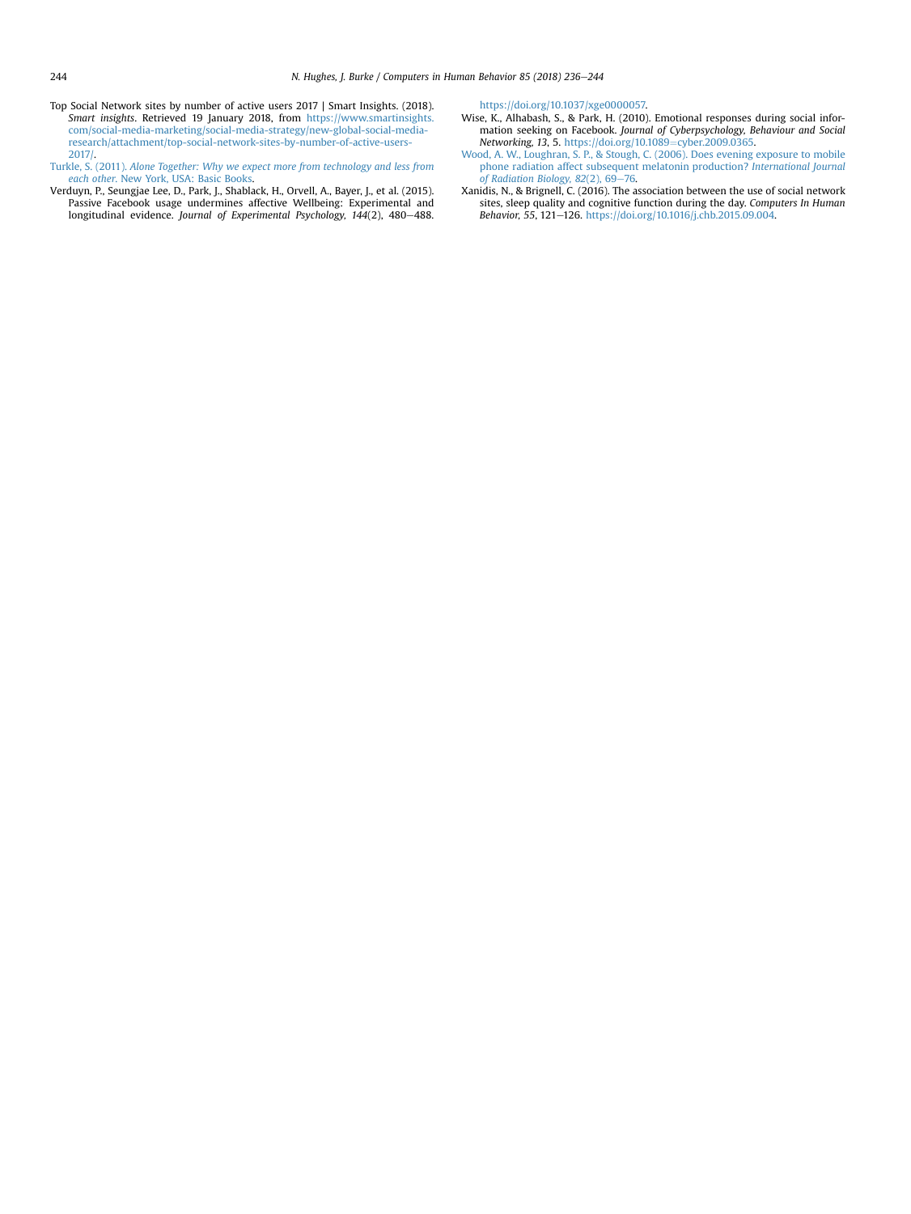Top Social Network sites by number of active users 2017 | Smart Insights. (2018). *Smart insights*. Retrieved 19 January 2018, from https://www.smartinsights.com/social-media-marketing/social-media-strategy/new-global-social-media-research/attachment/top-social-network-sites-by-number-of-active-users-2017/.

Turkle, S. (2011). *Alone Together: Why we expect more from technology and less from each other*. New York, USA: Basic Books.

Verduyn, P., Seungjae Lee, D., Park, J., Shablack, H., Orvell, A., Bayer, J., et al. (2015). Passive Facebook usage undermines affective Wellbeing: Experimental and longitudinal evidence. *Journal of Experimental Psychology, 144*(2), 480–488. https://doi.org/10.1037/xge0000057.

Wise, K., Alhabash, S., & Park, H. (2010). Emotional responses during social information seeking on Facebook. *Journal of Cyberpsychology, Behaviour and Social Networking, 13*, 5. https://doi.org/10.1089=cyber.2009.0365.

Wood, A. W., Loughran, S. P., & Stough, C. (2006). Does evening exposure to mobile phone radiation affect subsequent melatonin production? *International Journal of Radiation Biology, 82*(2), 69–76.

Xanidis, N., & Brignell, C. (2016). The association between the use of social network sites, sleep quality and cognitive function during the day. *Computers In Human Behavior, 55*, 121–126. https://doi.org/10.1016/j.chb.2015.09.004.